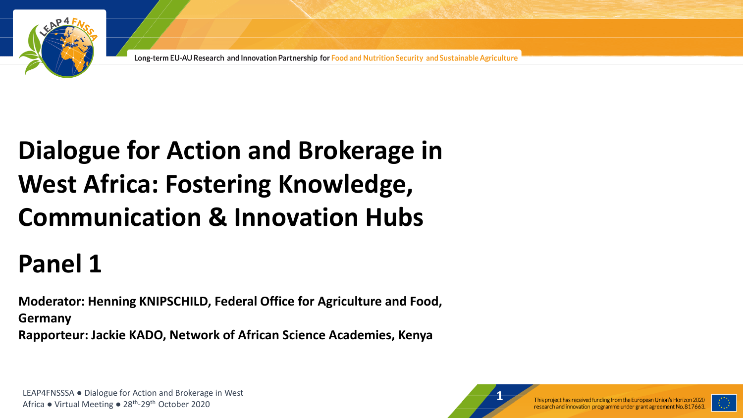Long-term EU-AU Research and Innovation Partnership for Food and Nutrition Security and Sustainable Agriculture

# Dialogue for Action and Brokerage in West Africa: Fostering Knowledge, Communication & Innovation Hubs

# Panel 1

**Moderator: Henning KNIPSCHILD, Federal Office for Agriculture and Food, Germany**
**Rapporteur: Jackie KADO, Network of African Science Academies, Kenya**

This project has received funding from the European Union's Horizon 2020 research and innovation programme under grant agreement No. 817663.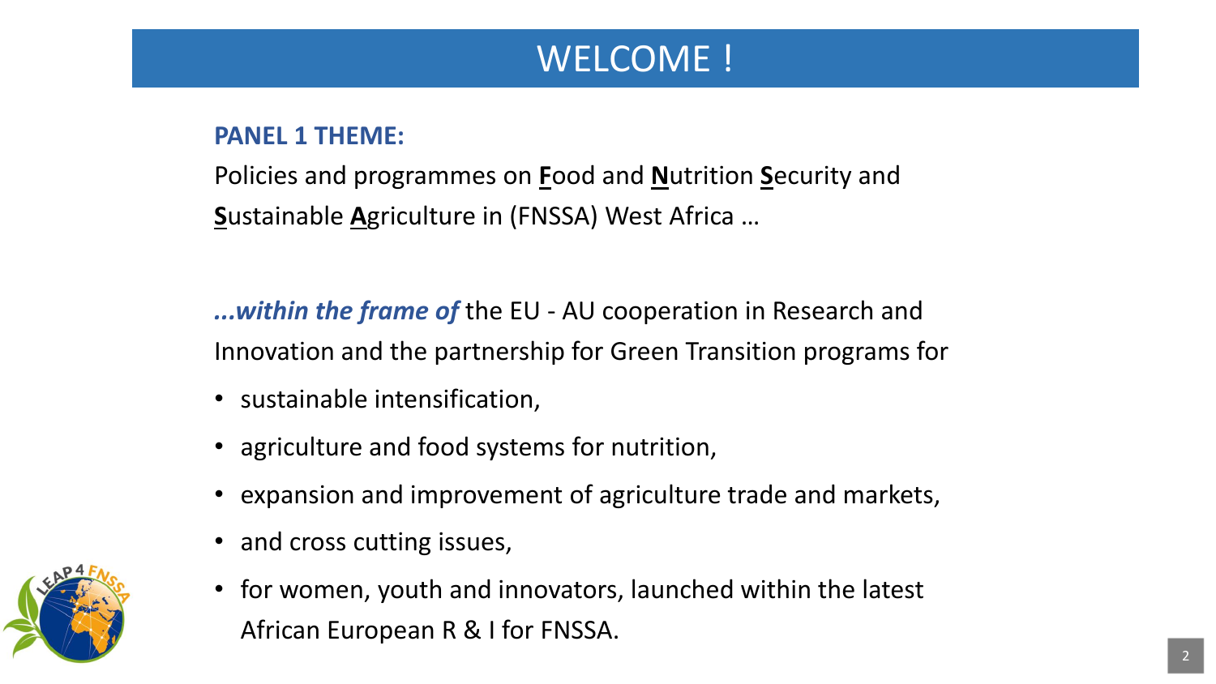# WELCOME !

**PANEL 1 THEME:**

Policies and programmes on **F**ood and **N**utrition **S**ecurity and **S**ustainable **A**griculture in (FNSSA) West Africa …

***...within the frame of*** the EU - AU cooperation in Research and Innovation and the partnership for Green Transition programs for

- sustainable intensification,
- agriculture and food systems for nutrition,
- expansion and improvement of agriculture trade and markets,
- and cross cutting issues,
- for women, youth and innovators, launched within the latest African European R & I for FNSSA.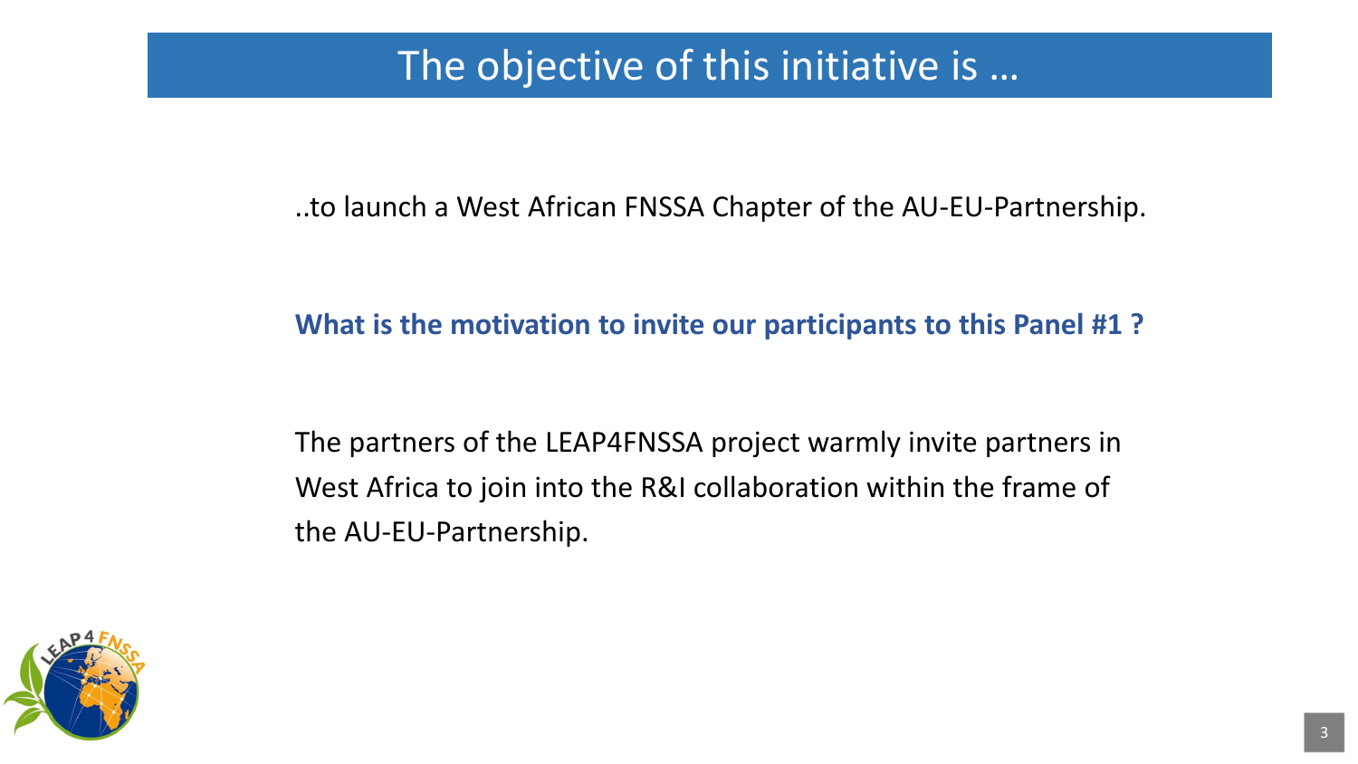# The objective of this initiative is …

..to launch a West African FNSSA Chapter of the AU-EU-Partnership.

**What is the motivation to invite our participants to this Panel #1 ?**

The partners of the LEAP4FNSSA project warmly invite partners in West Africa to join into the R&I collaboration within the frame of the AU-EU-Partnership.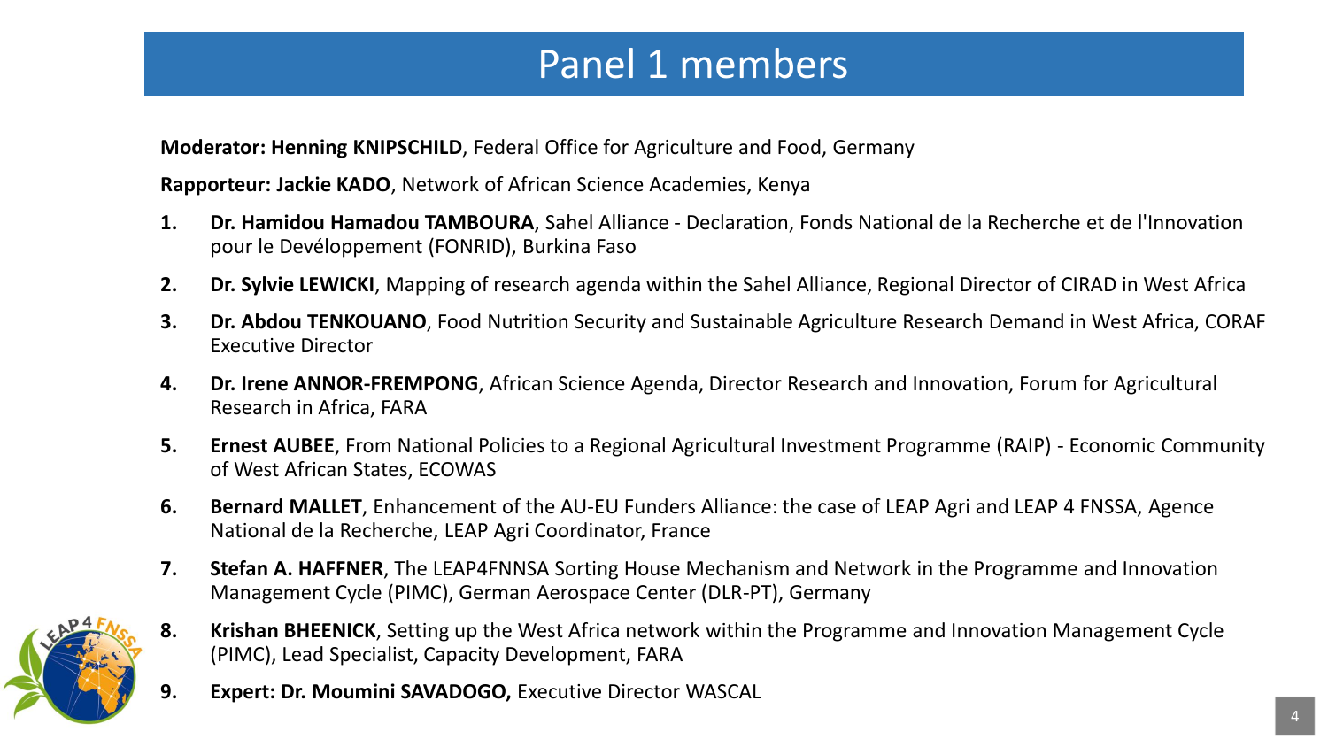# Panel 1 members

**Moderator: Henning KNIPSCHILD**, Federal Office for Agriculture and Food, Germany

**Rapporteur: Jackie KADO**, Network of African Science Academies, Kenya

1. **Dr. Hamidou Hamadou TAMBOURA**, Sahel Alliance - Declaration, Fonds National de la Recherche et de l'Innovation pour le Devéloppement (FONRID), Burkina Faso
2. **Dr. Sylvie LEWICKI**, Mapping of research agenda within the Sahel Alliance, Regional Director of CIRAD in West Africa
3. **Dr. Abdou TENKOUANO**, Food Nutrition Security and Sustainable Agriculture Research Demand in West Africa, CORAF Executive Director
4. **Dr. Irene ANNOR-FREMPONG**, African Science Agenda, Director Research and Innovation, Forum for Agricultural Research in Africa, FARA
5. **Ernest AUBEE**, From National Policies to a Regional Agricultural Investment Programme (RAIP) - Economic Community of West African States, ECOWAS
6. **Bernard MALLET**, Enhancement of the AU-EU Funders Alliance: the case of LEAP Agri and LEAP 4 FNSSA, Agence National de la Recherche, LEAP Agri Coordinator, France
7. **Stefan A. HAFFNER**, The LEAP4FNNSA Sorting House Mechanism and Network in the Programme and Innovation Management Cycle (PIMC), German Aerospace Center (DLR-PT), Germany
8. **Krishan BHEENICK**, Setting up the West Africa network within the Programme and Innovation Management Cycle (PIMC), Lead Specialist, Capacity Development, FARA
9. **Expert: Dr. Moumini SAVADOGO,** Executive Director WASCAL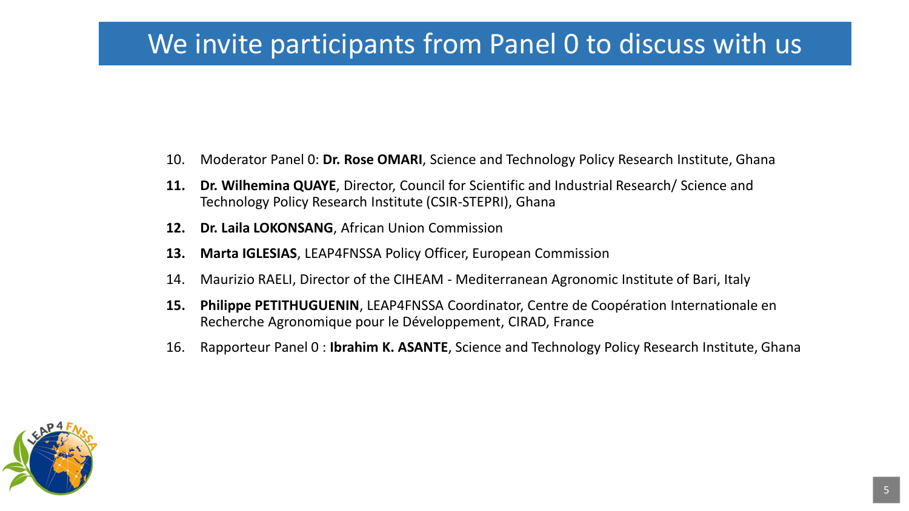# We invite participants from Panel 0 to discuss with us

10. Moderator Panel 0: **Dr. Rose OMARI**, Science and Technology Policy Research Institute, Ghana
11. **Dr. Wilhemina QUAYE**, Director, Council for Scientific and Industrial Research/ Science and Technology Policy Research Institute (CSIR-STEPRI), Ghana
12. **Dr. Laila LOKONSANG**, African Union Commission
13. **Marta IGLESIAS**, LEAP4FNSSA Policy Officer, European Commission
14. Maurizio RAELI, Director of the CIHEAM - Mediterranean Agronomic Institute of Bari, Italy
15. **Philippe PETITHUGUENIN**, LEAP4FNSSA Coordinator, Centre de Coopération Internationale en Recherche Agronomique pour le Développement, CIRAD, France
16. Rapporteur Panel 0 : **Ibrahim K. ASANTE**, Science and Technology Policy Research Institute, Ghana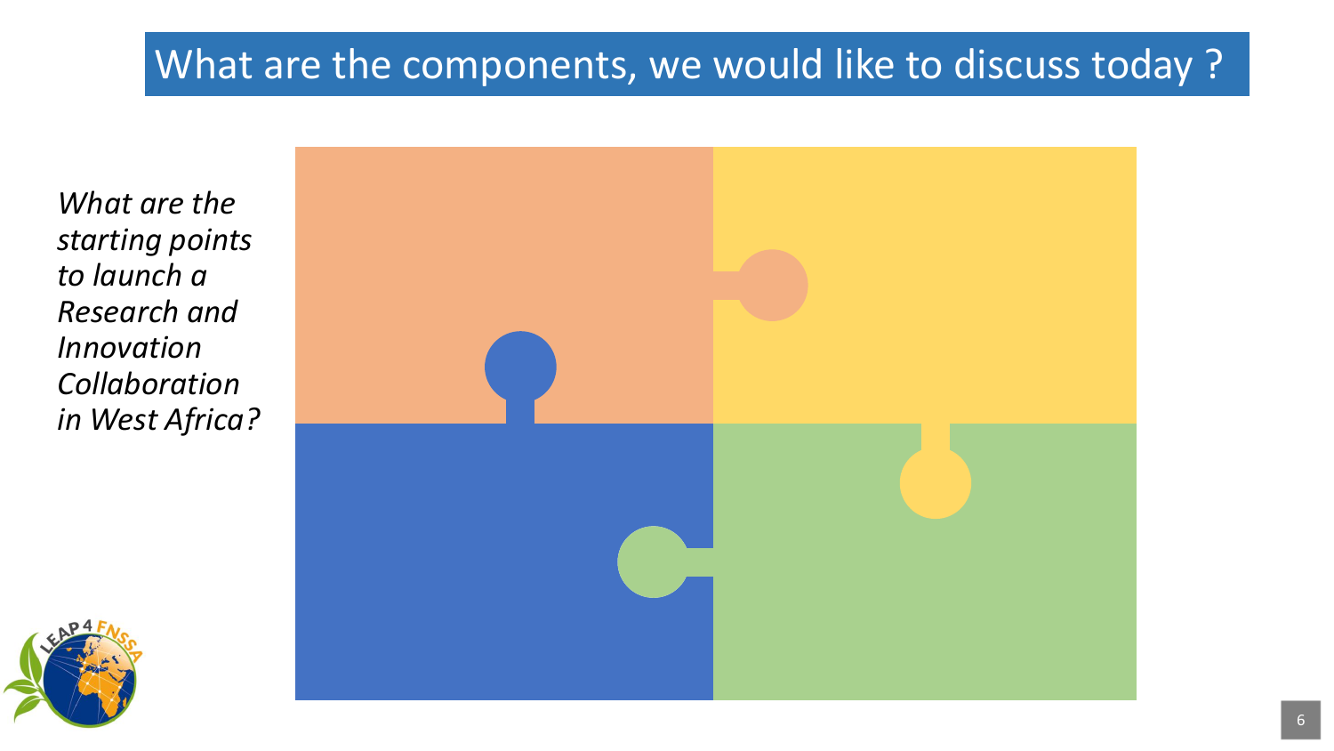# What are the components, we would like to discuss today ?

*What are the starting points to launch a Research and Innovation Collaboration in West Africa?*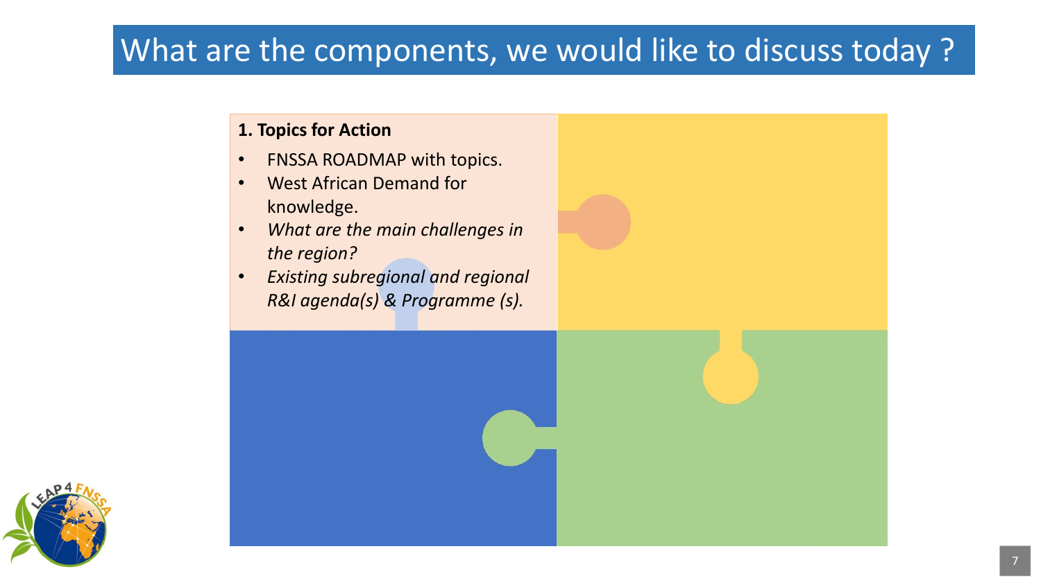# What are the components, we would like to discuss today ?

**1. Topics for Action**

- FNSSA ROADMAP with topics.
- West African Demand for knowledge.
- *What are the main challenges in the region?*
- *Existing subregional and regional R&I agenda(s) & Programme (s).*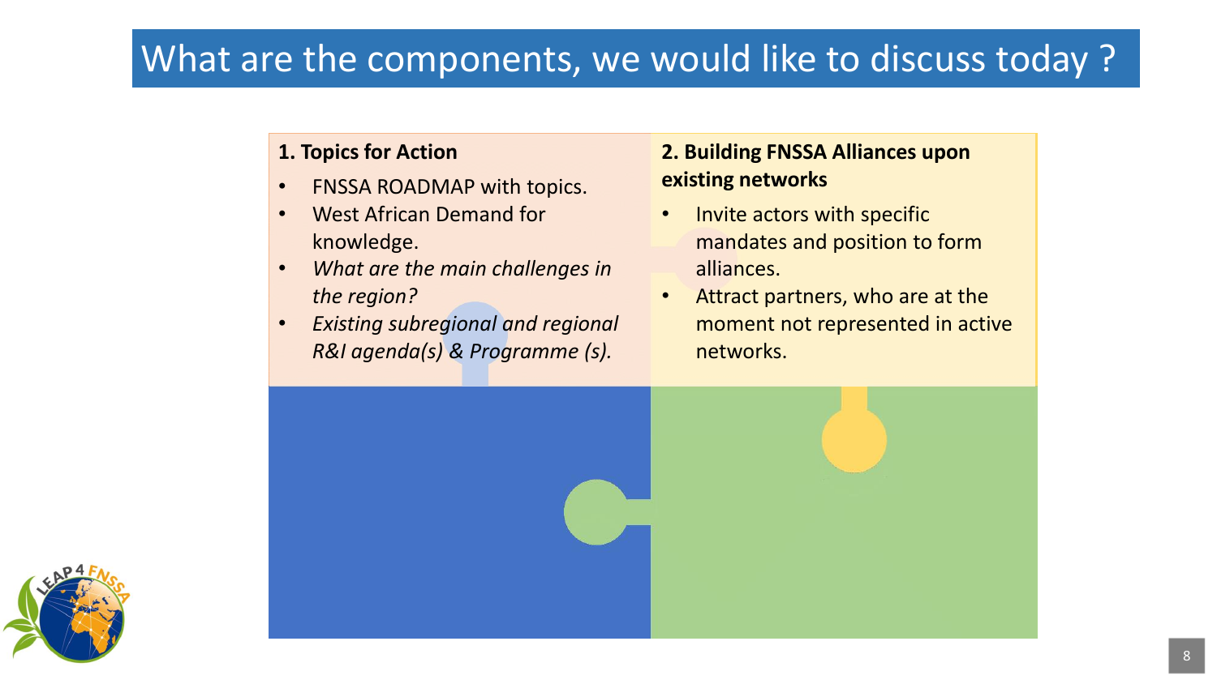# What are the components, we would like to discuss today ?

**1. Topics for Action**

- FNSSA ROADMAP with topics.
- West African Demand for knowledge.
- *What are the main challenges in the region?*
- *Existing subregional and regional R&I agenda(s) & Programme (s).*

**2. Building FNSSA Alliances upon existing networks**

- Invite actors with specific mandates and position to form alliances.
- Attract partners, who are at the moment not represented in active networks.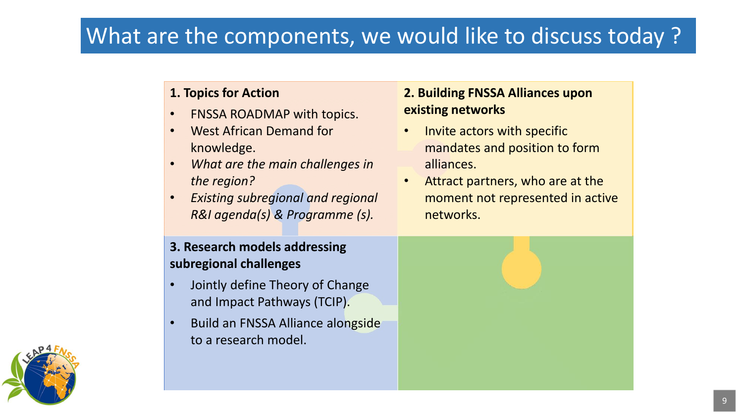# What are the components, we would like to discuss today ?

## 1. Topics for Action

- FNSSA ROADMAP with topics.
- West African Demand for knowledge.
- *What are the main challenges in the region?*
- *Existing subregional and regional R&I agenda(s) & Programme (s).*

## 2. Building FNSSA Alliances upon existing networks

- Invite actors with specific mandates and position to form alliances.
- Attract partners, who are at the moment not represented in active networks.

## 3. Research models addressing subregional challenges

- Jointly define Theory of Change and Impact Pathways (TCIP).
- Build an FNSSA Alliance alongside to a research model.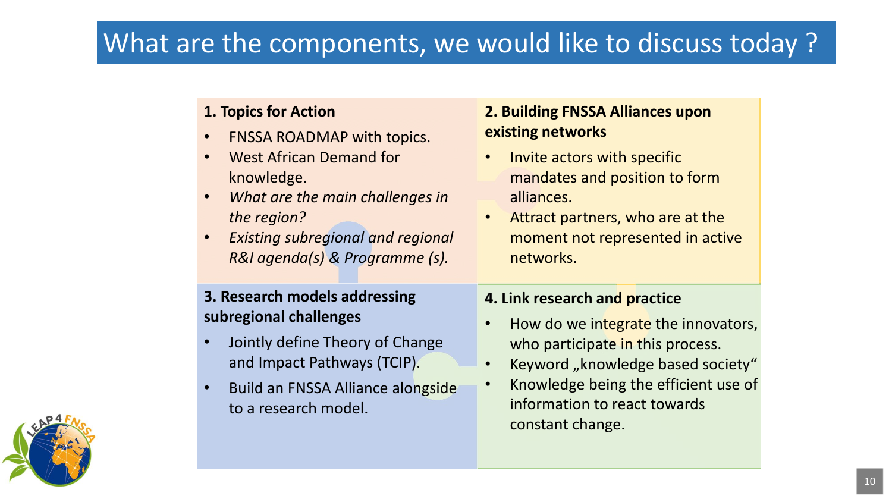# What are the components, we would like to discuss today ?

## 1. Topics for Action

- FNSSA ROADMAP with topics.
- West African Demand for knowledge.
- *What are the main challenges in the region?*
- *Existing subregional and regional R&I agenda(s) & Programme (s).*

## 2. Building FNSSA Alliances upon existing networks

- Invite actors with specific mandates and position to form alliances.
- Attract partners, who are at the moment not represented in active networks.

## 3. Research models addressing subregional challenges

- Jointly define Theory of Change and Impact Pathways (TCIP).
- Build an FNSSA Alliance alongside to a research model.

## 4. Link research and practice

- How do we integrate the innovators, who participate in this process.
- Keyword „knowledge based society“
- Knowledge being the efficient use of information to react towards constant change.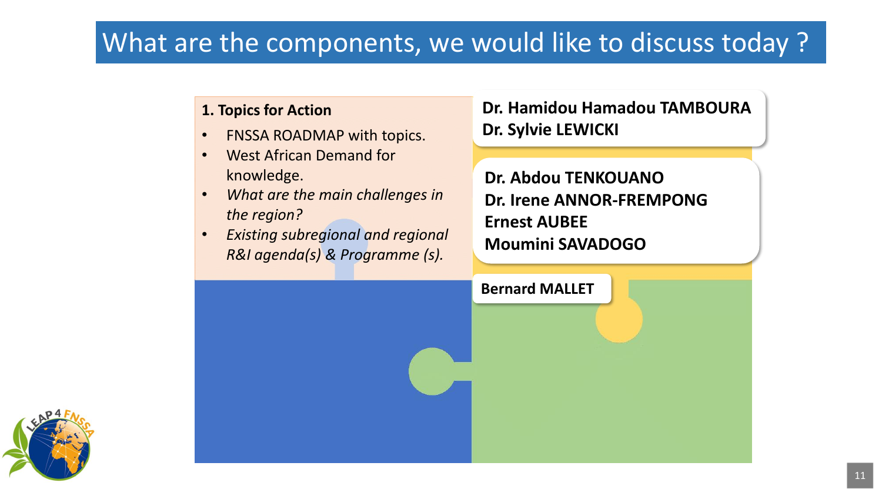# What are the components, we would like to discuss today ?

**1. Topics for Action**

- FNSSA ROADMAP with topics.
- West African Demand for knowledge.
- *What are the main challenges in the region?*
- *Existing subregional and regional R&I agenda(s) & Programme (s).*

**Dr. Hamidou Hamadou TAMBOURA**
**Dr. Sylvie LEWICKI**

**Dr. Abdou TENKOUANO**
**Dr. Irene ANNOR-FREMPONG**
**Ernest AUBEE**
**Moumini SAVADOGO**

**Bernard MALLET**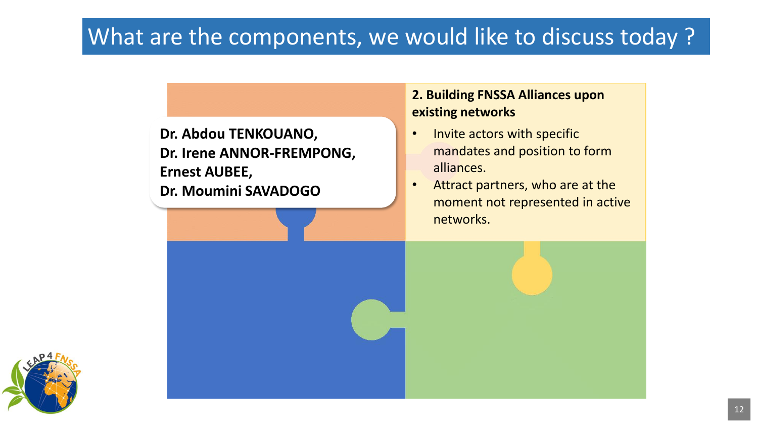# What are the components, we would like to discuss today ?

**Dr. Abdou TENKOUANO,**
**Dr. Irene ANNOR-FREMPONG,**
**Ernest AUBEE,**
**Dr. Moumini SAVADOGO**

**2. Building FNSSA Alliances upon existing networks**

- Invite actors with specific mandates and position to form alliances.
- Attract partners, who are at the moment not represented in active networks.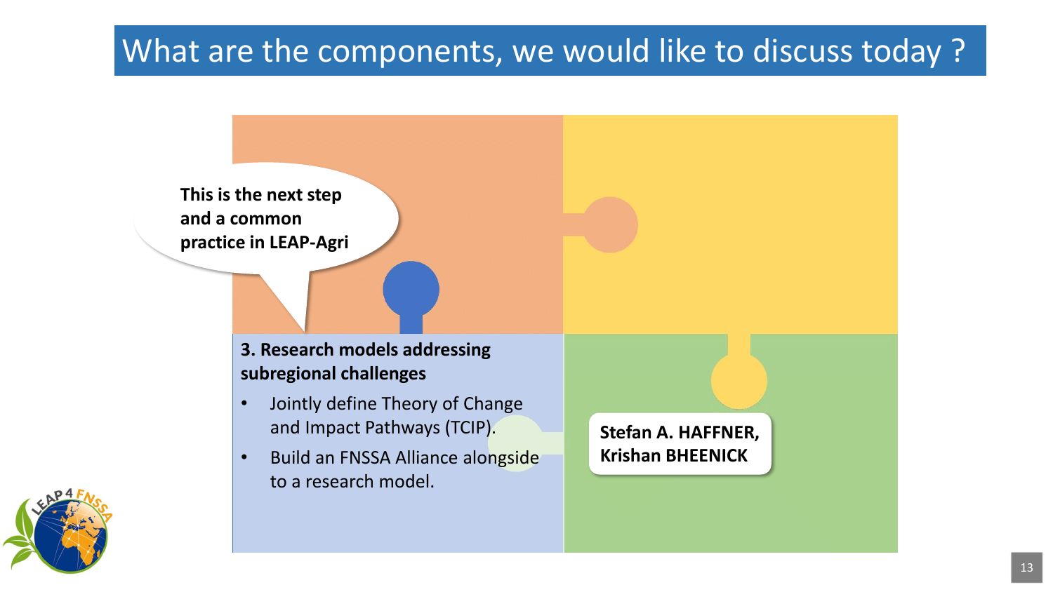# What are the components, we would like to discuss today ?

This is the next step and a common practice in LEAP-Agri

**3. Research models addressing subregional challenges**

- Jointly define Theory of Change and Impact Pathways (TCIP).
- Build an FNSSA Alliance alongside to a research model.

**Stefan A. HAFFNER, Krishan BHEENICK**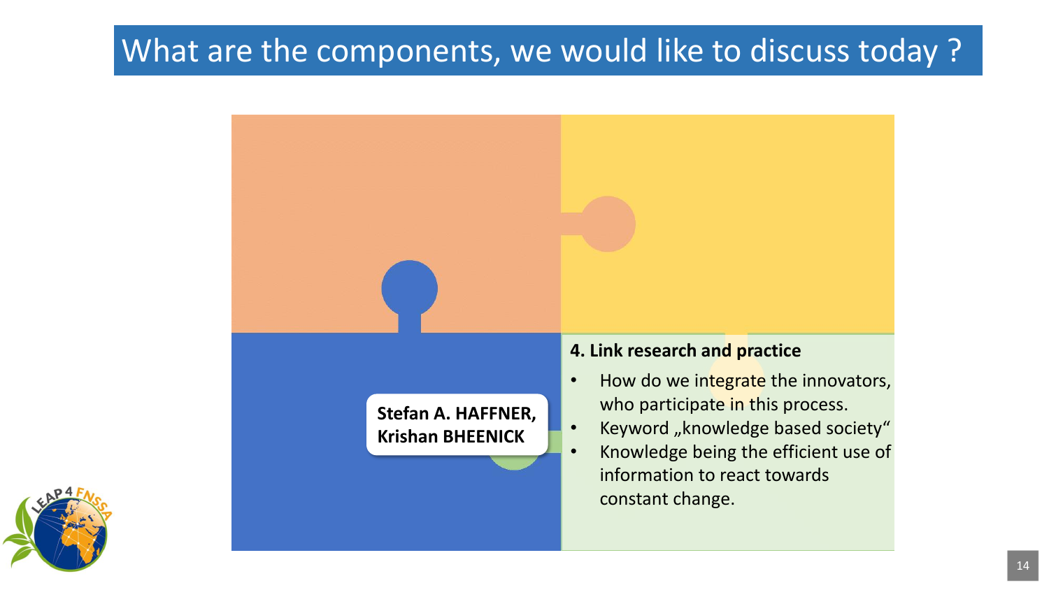# What are the components, we would like to discuss today ?

**Stefan A. HAFFNER, Krishan BHEENICK**

**4. Link research and practice**

- How do we integrate the innovators, who participate in this process.
- Keyword „knowledge based society“
- Knowledge being the efficient use of information to react towards constant change.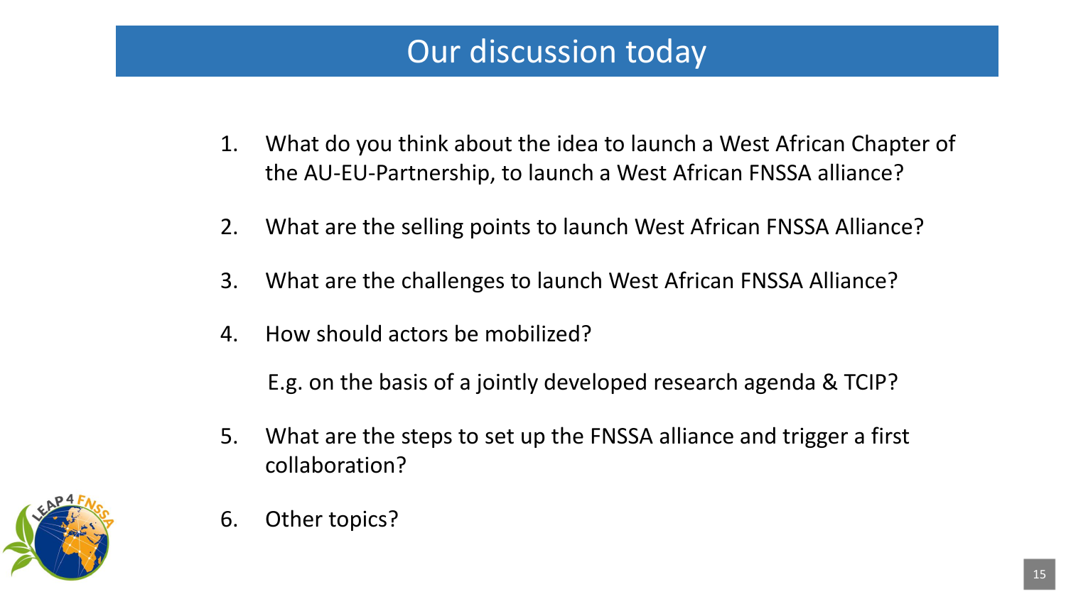# Our discussion today

1. What do you think about the idea to launch a West African Chapter of the AU-EU-Partnership, to launch a West African FNSSA alliance?
2. What are the selling points to launch West African FNSSA Alliance?
3. What are the challenges to launch West African FNSSA Alliance?
4. How should actors be mobilized?

   E.g. on the basis of a jointly developed research agenda & TCIP?
5. What are the steps to set up the FNSSA alliance and trigger a first collaboration?
6. Other topics?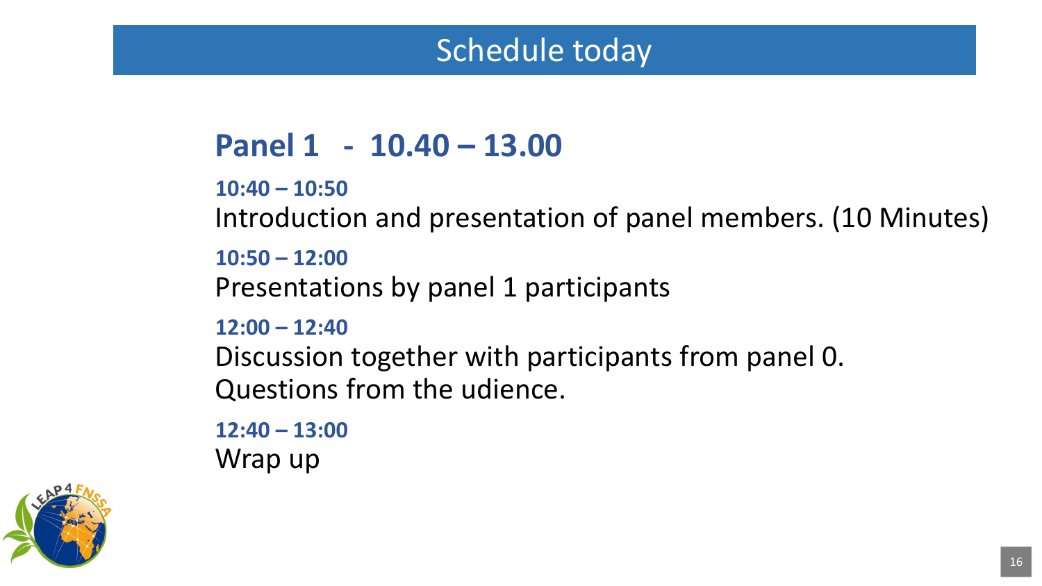# Schedule today

## Panel 1 - 10.40 – 13.00

**10:40 – 10:50**

Introduction and presentation of panel members. (10 Minutes)

**10:50 – 12:00**

Presentations by panel 1 participants

**12:00 – 12:40**

Discussion together with participants from panel 0.
Questions from the udience.

**12:40 – 13:00**

Wrap up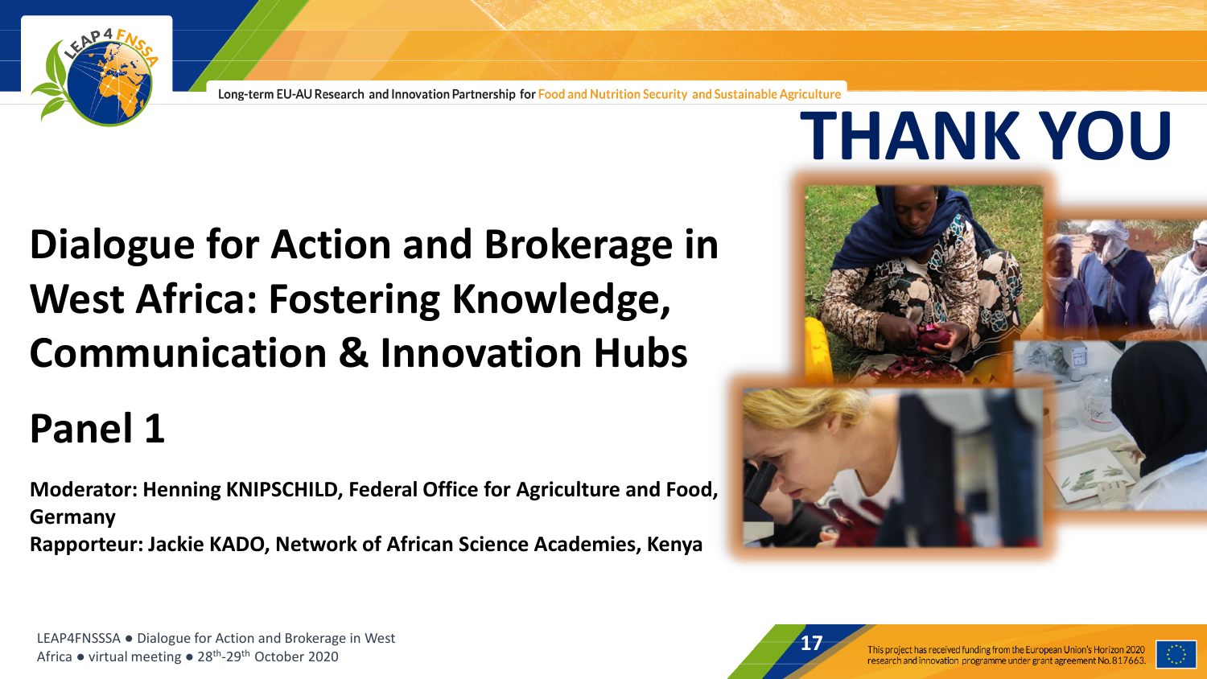Long-term EU-AU Research and Innovation Partnership for Food and Nutrition Security and Sustainable Agriculture

# THANK YOU

# Dialogue for Action and Brokerage in West Africa: Fostering Knowledge, Communication & Innovation Hubs

# Panel 1

**Moderator: Henning KNIPSCHILD, Federal Office for Agriculture and Food, Germany**
**Rapporteur: Jackie KADO, Network of African Science Academies, Kenya**

LEAP4FNSSSA ● Dialogue for Action and Brokerage in West Africa ● virtual meeting ● 28th-29th October 2020

This project has received funding from the European Union's Horizon 2020 research and innovation programme under grant agreement No. 817663.